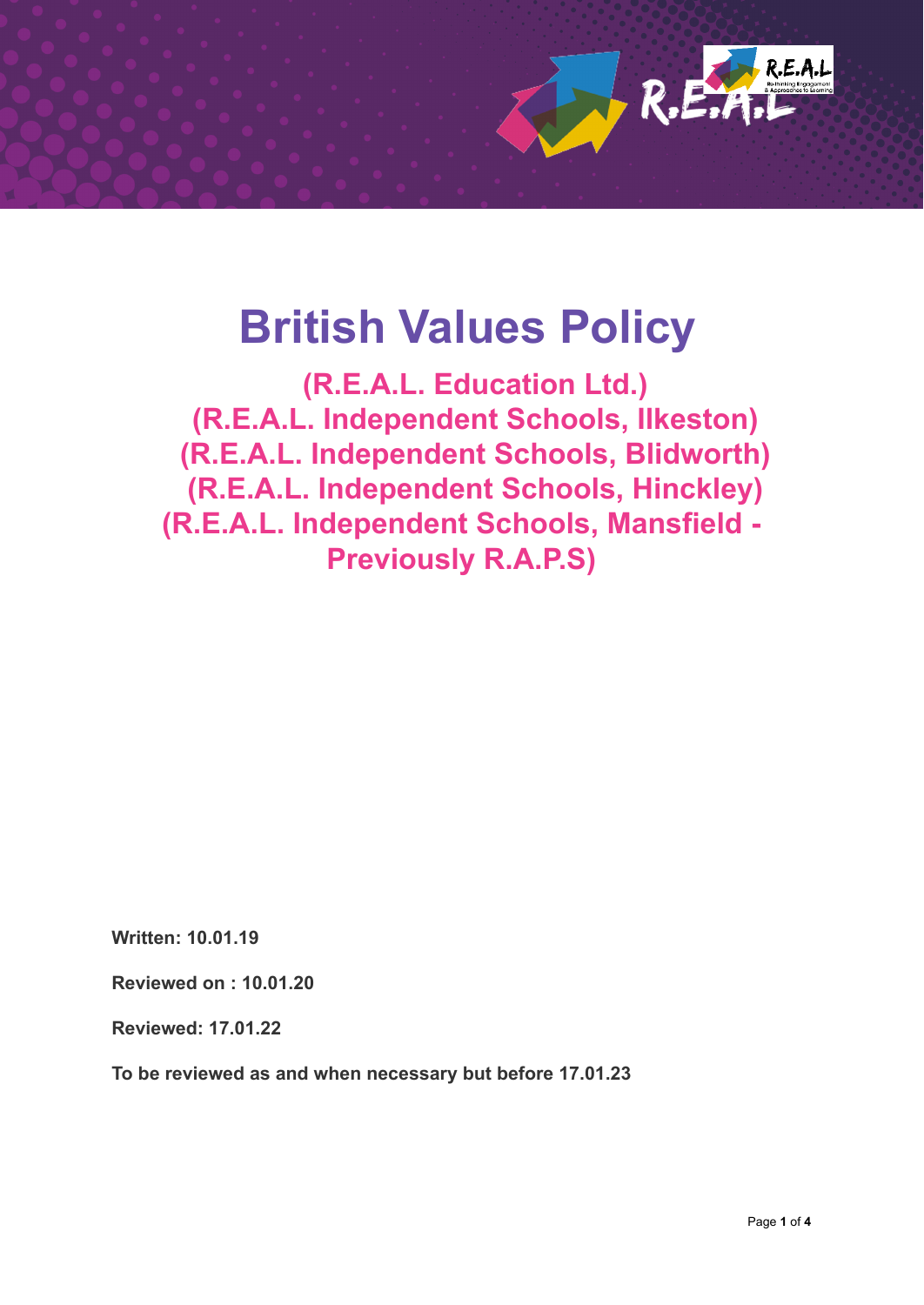# British Values Policy

**(R.E.A.L. Education Ltd.)**
**(R.E.A.L. Independent Schools, Ilkeston)**
**(R.E.A.L. Independent Schools, Blidworth)**
**(R.E.A.L. Independent Schools, Hinckley)**
**(R.E.A.L. Independent Schools, Mansfield - Previously R.A.P.S)**

**Written: 10.01.19**

**Reviewed on : 10.01.20**

**Reviewed: 17.01.22**

**To be reviewed as and when necessary but before 17.01.23**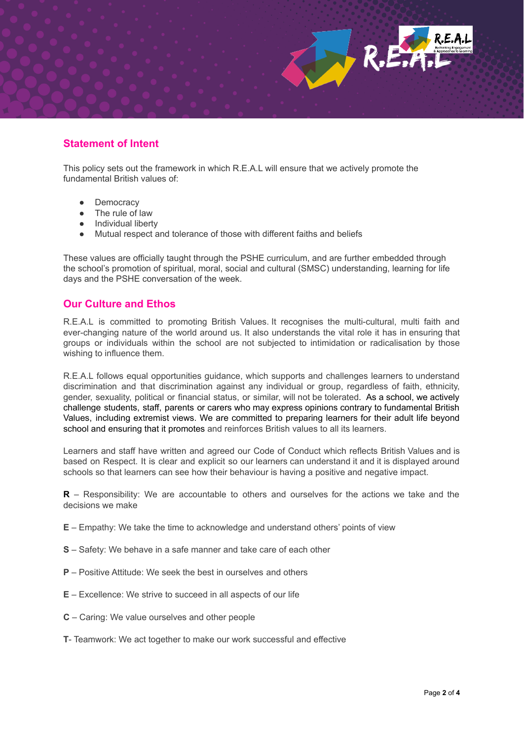## Statement of Intent

This policy sets out the framework in which R.E.A.L will ensure that we actively promote the fundamental British values of:

- Democracy
- The rule of law
- Individual liberty
- Mutual respect and tolerance of those with different faiths and beliefs

These values are officially taught through the PSHE curriculum, and are further embedded through the school's promotion of spiritual, moral, social and cultural (SMSC) understanding, learning for life days and the PSHE conversation of the week.

## Our Culture and Ethos

R.E.A.L is committed to promoting British Values. It recognises the multi-cultural, multi faith and ever-changing nature of the world around us. It also understands the vital role it has in ensuring that groups or individuals within the school are not subjected to intimidation or radicalisation by those wishing to influence them.

R.E.A.L follows equal opportunities guidance, which supports and challenges learners to understand discrimination and that discrimination against any individual or group, regardless of faith, ethnicity, gender, sexuality, political or financial status, or similar, will not be tolerated. As a school, we actively challenge students, staff, parents or carers who may express opinions contrary to fundamental British Values, including extremist views. We are committed to preparing learners for their adult life beyond school and ensuring that it promotes and reinforces British values to all its learners.

Learners and staff have written and agreed our Code of Conduct which reflects British Values and is based on Respect. It is clear and explicit so our learners can understand it and it is displayed around schools so that learners can see how their behaviour is having a positive and negative impact.

**R** – Responsibility: We are accountable to others and ourselves for the actions we take and the decisions we make

**E** – Empathy: We take the time to acknowledge and understand others' points of view

**S** – Safety: We behave in a safe manner and take care of each other

**P** – Positive Attitude: We seek the best in ourselves and others

**E** – Excellence: We strive to succeed in all aspects of our life

**C** – Caring: We value ourselves and other people

**T**- Teamwork: We act together to make our work successful and effective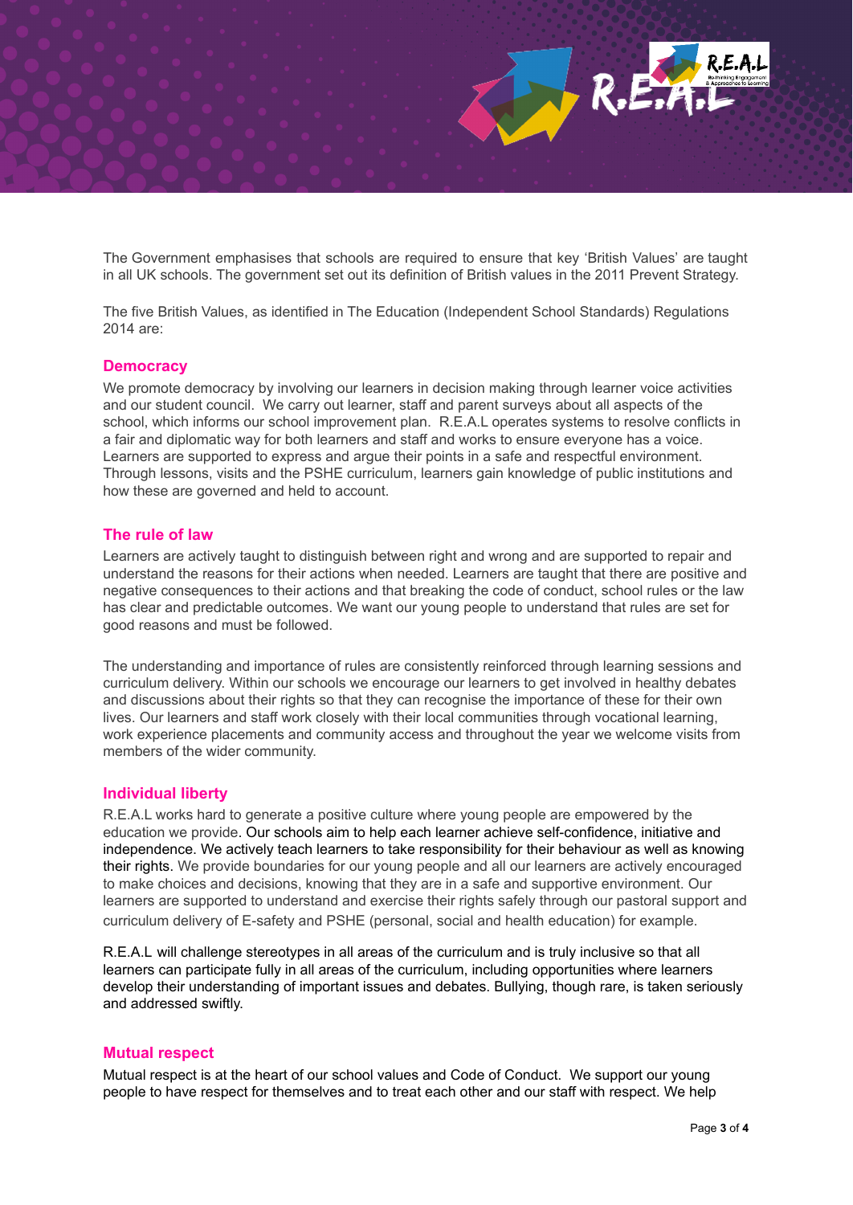The Government emphasises that schools are required to ensure that key 'British Values' are taught in all UK schools. The government set out its definition of British values in the 2011 Prevent Strategy.

The five British Values, as identified in The Education (Independent School Standards) Regulations 2014 are:

## Democracy

We promote democracy by involving our learners in decision making through learner voice activities and our student council. We carry out learner, staff and parent surveys about all aspects of the school, which informs our school improvement plan. R.E.A.L operates systems to resolve conflicts in a fair and diplomatic way for both learners and staff and works to ensure everyone has a voice. Learners are supported to express and argue their points in a safe and respectful environment. Through lessons, visits and the PSHE curriculum, learners gain knowledge of public institutions and how these are governed and held to account.

## The rule of law

Learners are actively taught to distinguish between right and wrong and are supported to repair and understand the reasons for their actions when needed. Learners are taught that there are positive and negative consequences to their actions and that breaking the code of conduct, school rules or the law has clear and predictable outcomes. We want our young people to understand that rules are set for good reasons and must be followed.

The understanding and importance of rules are consistently reinforced through learning sessions and curriculum delivery. Within our schools we encourage our learners to get involved in healthy debates and discussions about their rights so that they can recognise the importance of these for their own lives. Our learners and staff work closely with their local communities through vocational learning, work experience placements and community access and throughout the year we welcome visits from members of the wider community.

## Individual liberty

R.E.A.L works hard to generate a positive culture where young people are empowered by the education we provide. Our schools aim to help each learner achieve self-confidence, initiative and independence. We actively teach learners to take responsibility for their behaviour as well as knowing their rights. We provide boundaries for our young people and all our learners are actively encouraged to make choices and decisions, knowing that they are in a safe and supportive environment. Our learners are supported to understand and exercise their rights safely through our pastoral support and curriculum delivery of E-safety and PSHE (personal, social and health education) for example.

R.E.A.L will challenge stereotypes in all areas of the curriculum and is truly inclusive so that all learners can participate fully in all areas of the curriculum, including opportunities where learners develop their understanding of important issues and debates. Bullying, though rare, is taken seriously and addressed swiftly.

## Mutual respect

Mutual respect is at the heart of our school values and Code of Conduct. We support our young people to have respect for themselves and to treat each other and our staff with respect. We help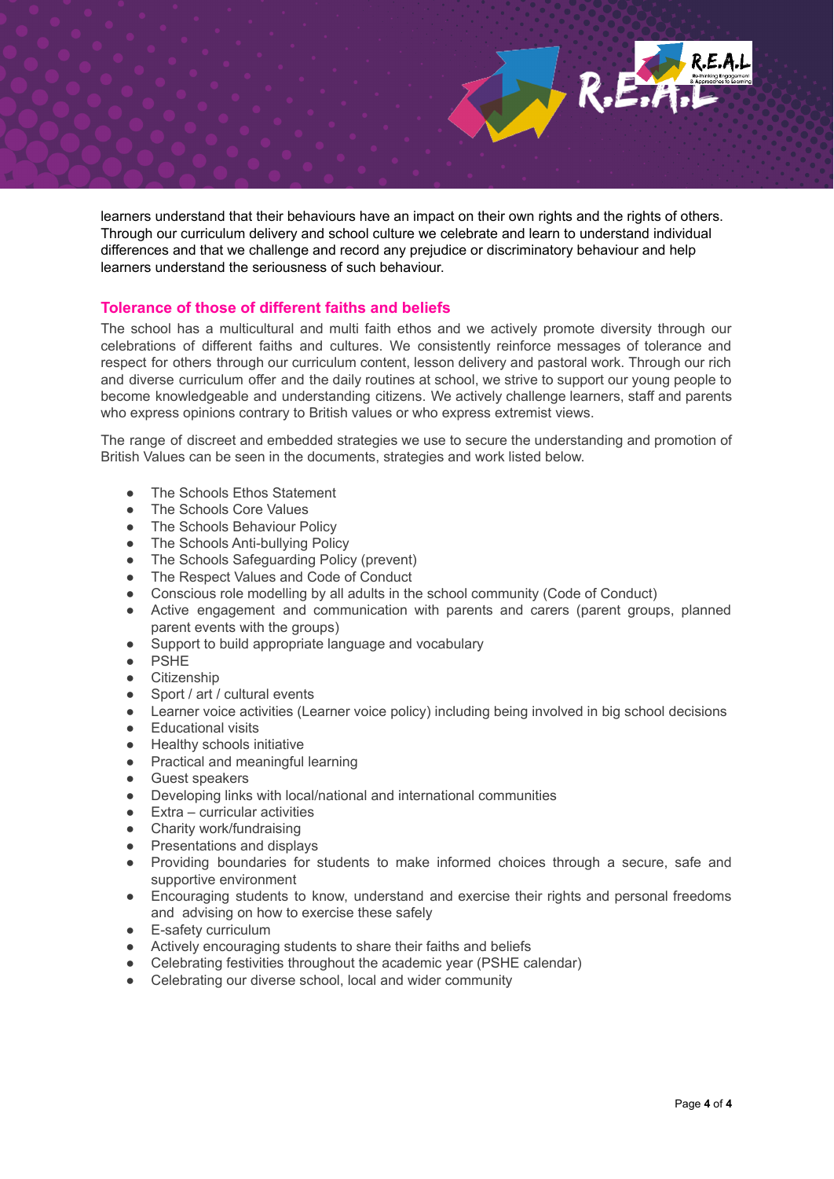learners understand that their behaviours have an impact on their own rights and the rights of others. Through our curriculum delivery and school culture we celebrate and learn to understand individual differences and that we challenge and record any prejudice or discriminatory behaviour and help learners understand the seriousness of such behaviour.

## Tolerance of those of different faiths and beliefs

The school has a multicultural and multi faith ethos and we actively promote diversity through our celebrations of different faiths and cultures. We consistently reinforce messages of tolerance and respect for others through our curriculum content, lesson delivery and pastoral work. Through our rich and diverse curriculum offer and the daily routines at school, we strive to support our young people to become knowledgeable and understanding citizens. We actively challenge learners, staff and parents who express opinions contrary to British values or who express extremist views.

The range of discreet and embedded strategies we use to secure the understanding and promotion of British Values can be seen in the documents, strategies and work listed below.

- The Schools Ethos Statement
- The Schools Core Values
- The Schools Behaviour Policy
- The Schools Anti-bullying Policy
- The Schools Safeguarding Policy (prevent)
- The Respect Values and Code of Conduct
- Conscious role modelling by all adults in the school community (Code of Conduct)
- Active engagement and communication with parents and carers (parent groups, planned parent events with the groups)
- Support to build appropriate language and vocabulary
- PSHE
- Citizenship
- Sport / art / cultural events
- Learner voice activities (Learner voice policy) including being involved in big school decisions
- Educational visits
- Healthy schools initiative
- Practical and meaningful learning
- Guest speakers
- Developing links with local/national and international communities
- Extra – curricular activities
- Charity work/fundraising
- Presentations and displays
- Providing boundaries for students to make informed choices through a secure, safe and supportive environment
- Encouraging students to know, understand and exercise their rights and personal freedoms and advising on how to exercise these safely
- E-safety curriculum
- Actively encouraging students to share their faiths and beliefs
- Celebrating festivities throughout the academic year (PSHE calendar)
- Celebrating our diverse school, local and wider community